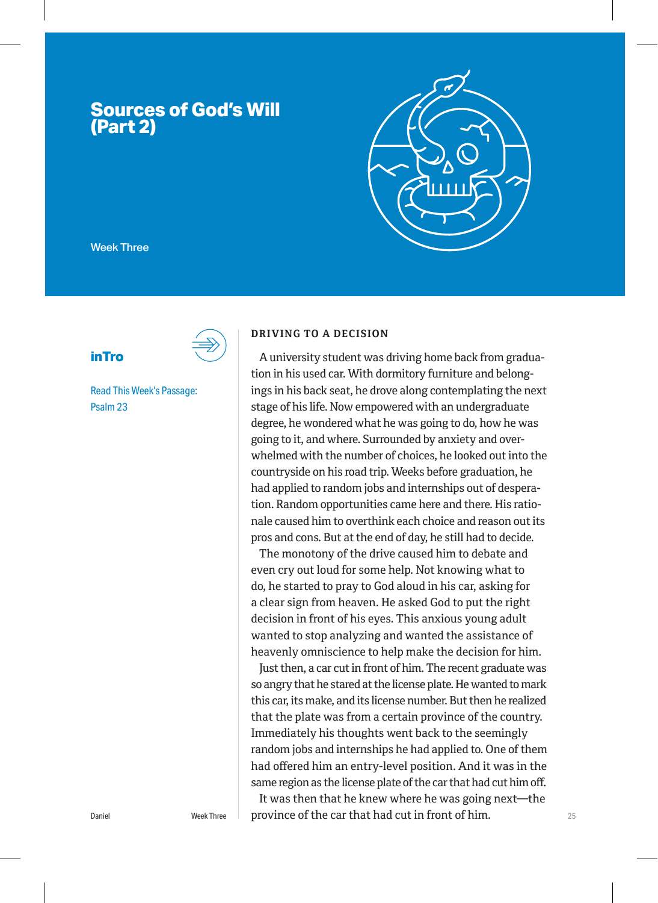# Sources of God's Will (Part 2)

Week Three

## inTro

Read This Week's Passage: Psalm 23

### DRIVING TO A DECISION

A university student was driving home back from graduation in his used car. With dormitory furniture and belongings in his back seat, he drove along contemplating the next stage of his life. Now empowered with an undergraduate degree, he wondered what he was going to do, how he was going to it, and where. Surrounded by anxiety and overwhelmed with the number of choices, he looked out into the countryside on his road trip. Weeks before graduation, he had applied to random jobs and internships out of desperation. Random opportunities came here and there. His rationale caused him to overthink each choice and reason out its pros and cons. But at the end of day, he still had to decide.

The monotony of the drive caused him to debate and even cry out loud for some help. Not knowing what to do, he started to pray to God aloud in his car, asking for a clear sign from heaven. He asked God to put the right decision in front of his eyes. This anxious young adult wanted to stop analyzing and wanted the assistance of heavenly omniscience to help make the decision for him.

Just then, a car cut in front of him. The recent graduate was so angry that he stared at the license plate. He wanted to mark this car, its make, and its license number. But then he realized that the plate was from a certain province of the country. Immediately his thoughts went back to the seemingly random jobs and internships he had applied to. One of them had offered him an entry-level position. And it was in the same region as the license plate of the car that had cut him off.

It was then that he knew where he was going next—the province of the car that had cut in front of him.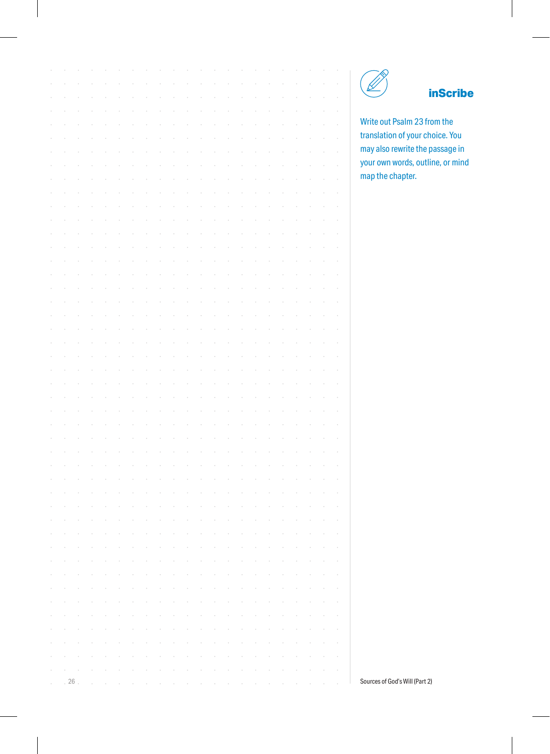## inScribe

Write out Psalm 23 from the translation of your choice. You may also rewrite the passage in your own words, outline, or mind map the chapter.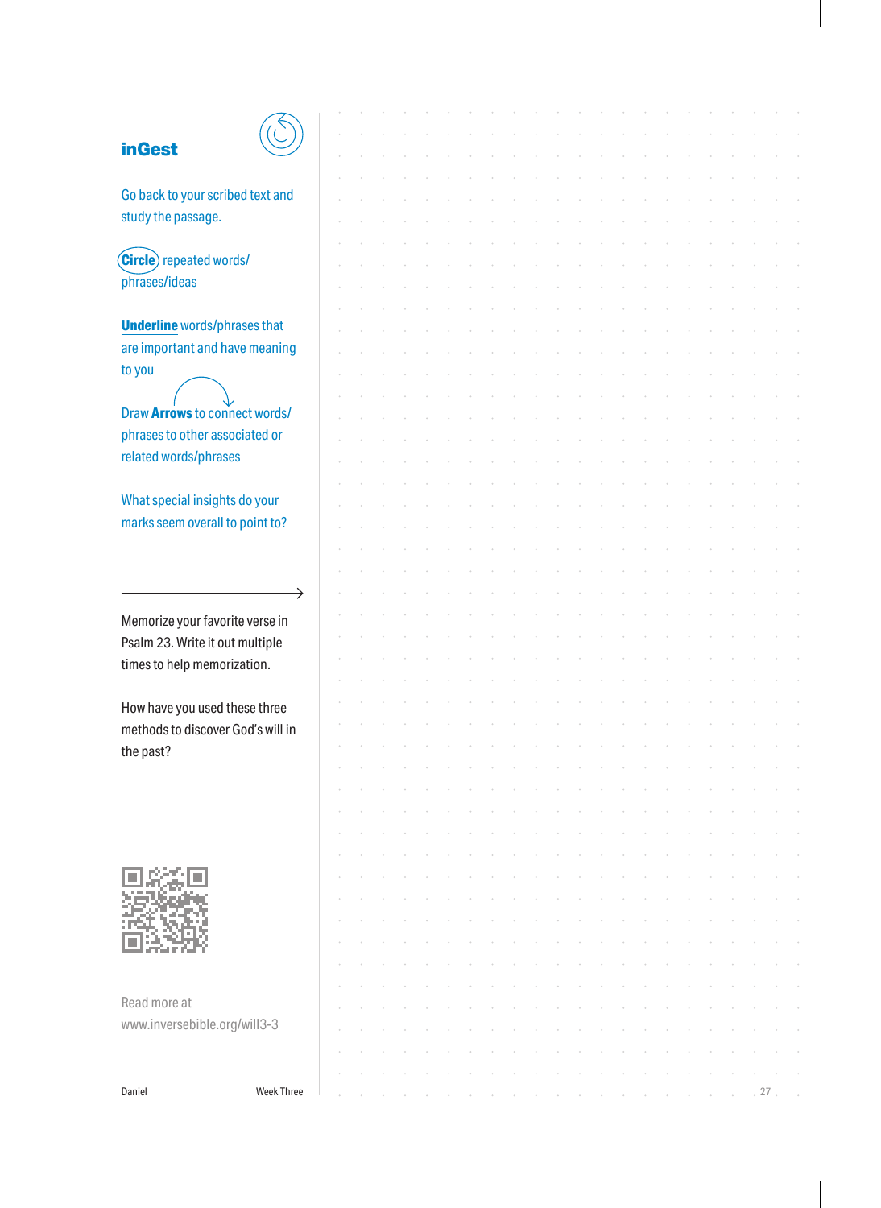## inGest

Go back to your scribed text and study the passage.

**Circle** repeated words/ phrases/ideas

**Underline** words/phrases that are important and have meaning to you

Draw **Arrows** to connect words/ phrases to other associated or related words/phrases

What special insights do your marks seem overall to point to?

Memorize your favorite verse in Psalm 23. Write it out multiple times to help memorization.

How have you used these three methods to discover God's will in the past?

Read more at www.inversebible.org/will3-3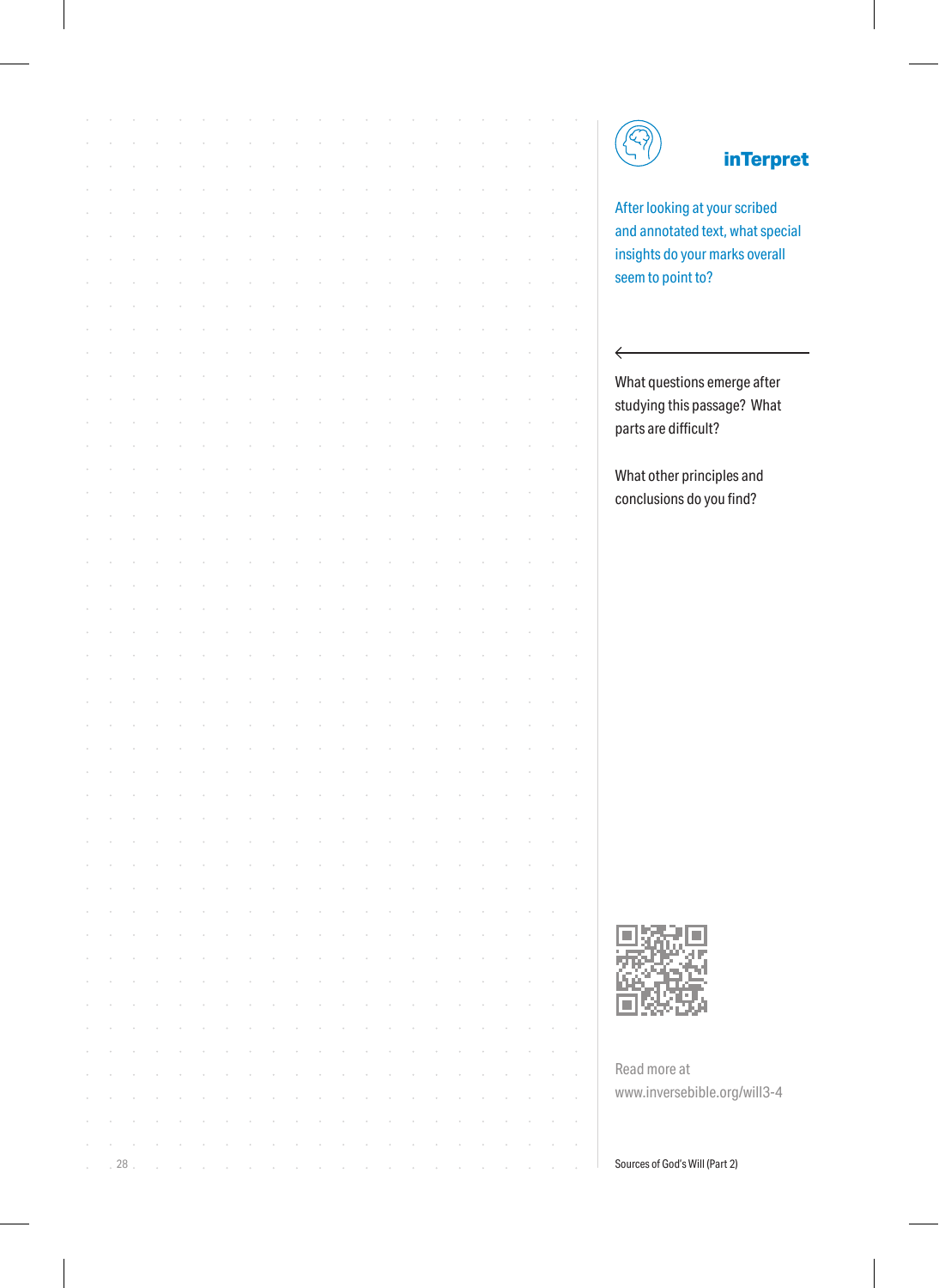## inTerpret

After looking at your scribed and annotated text, what special insights do your marks overall seem to point to?

What questions emerge after studying this passage? What parts are difficult?

What other principles and conclusions do you find?

Read more at www.inversebible.org/will3-4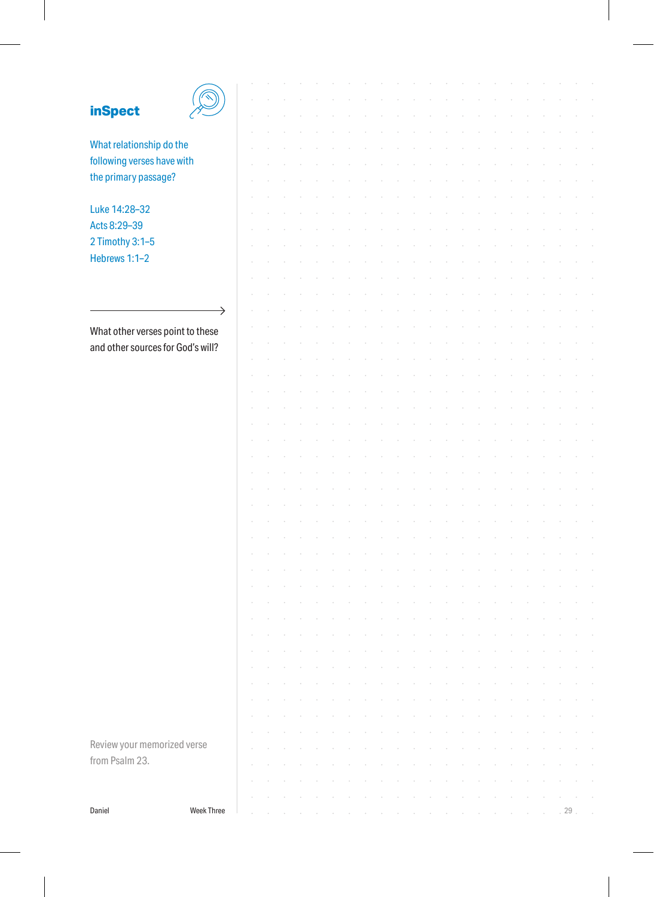## inSpect

What relationship do the following verses have with the primary passage?

Luke 14:28–32
Acts 8:29–39
2 Timothy 3:1–5
Hebrews 1:1–2

What other verses point to these and other sources for God's will?

Review your memorized verse from Psalm 23.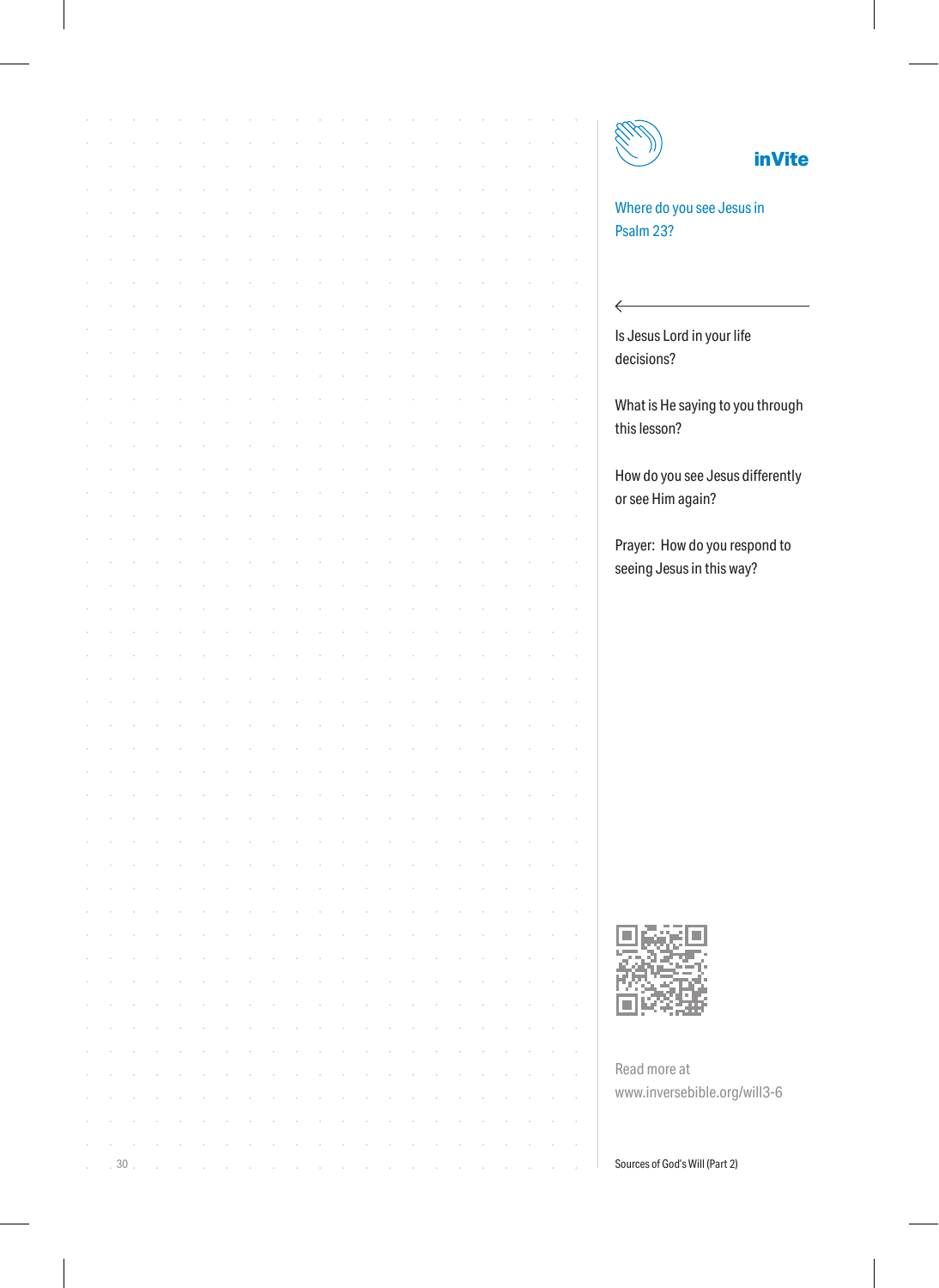## inVite

Where do you see Jesus in Psalm 23?

Is Jesus Lord in your life decisions?

What is He saying to you through this lesson?

How do you see Jesus differently or see Him again?

Prayer: How do you respond to seeing Jesus in this way?

Read more at www.inversebible.org/will3-6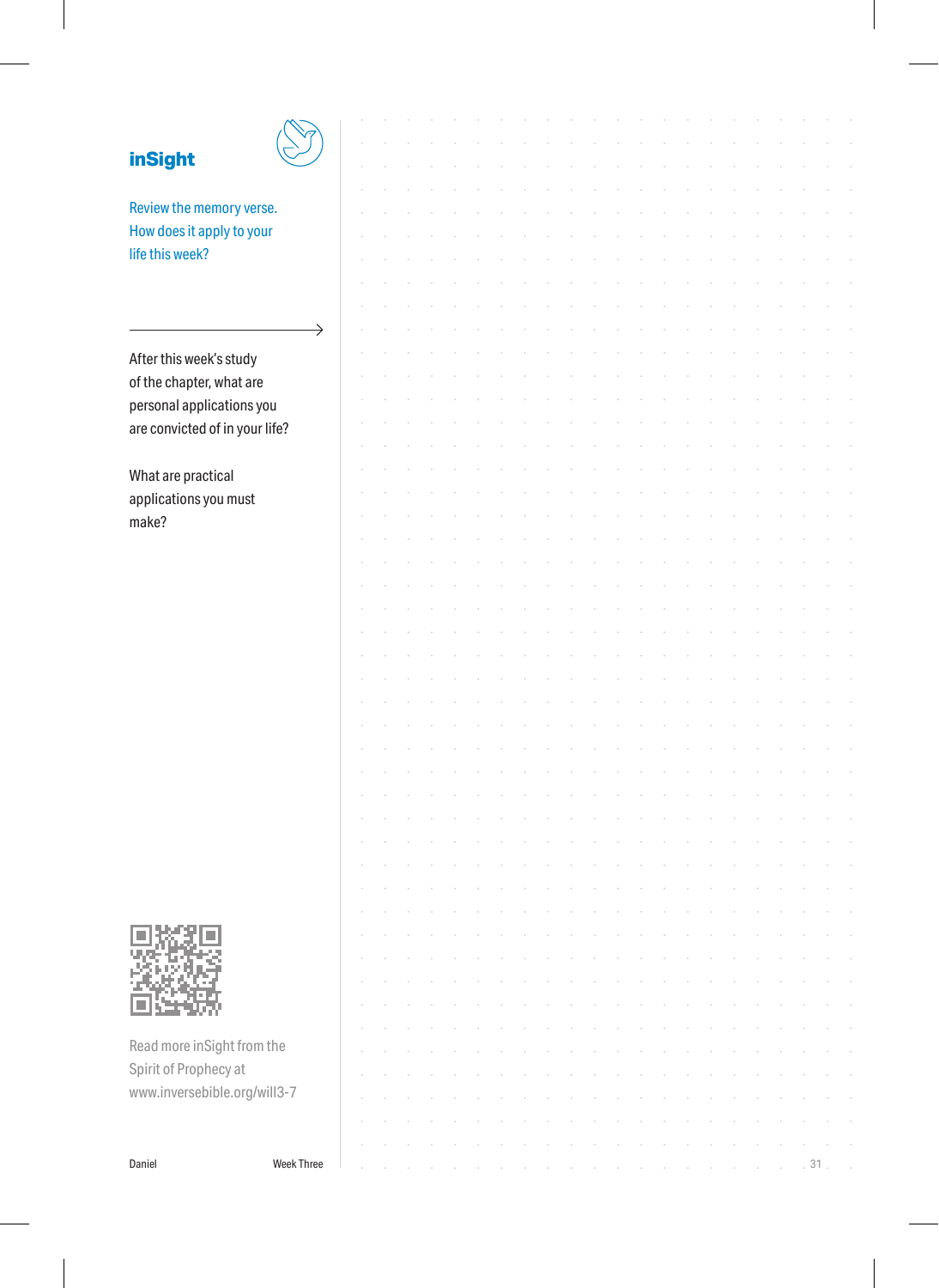## inSight

Review the memory verse. How does it apply to your life this week?

After this week's study of the chapter, what are personal applications you are convicted of in your life?

What are practical applications you must make?

Read more inSight from the Spirit of Prophecy at www.inversebible.org/will3-7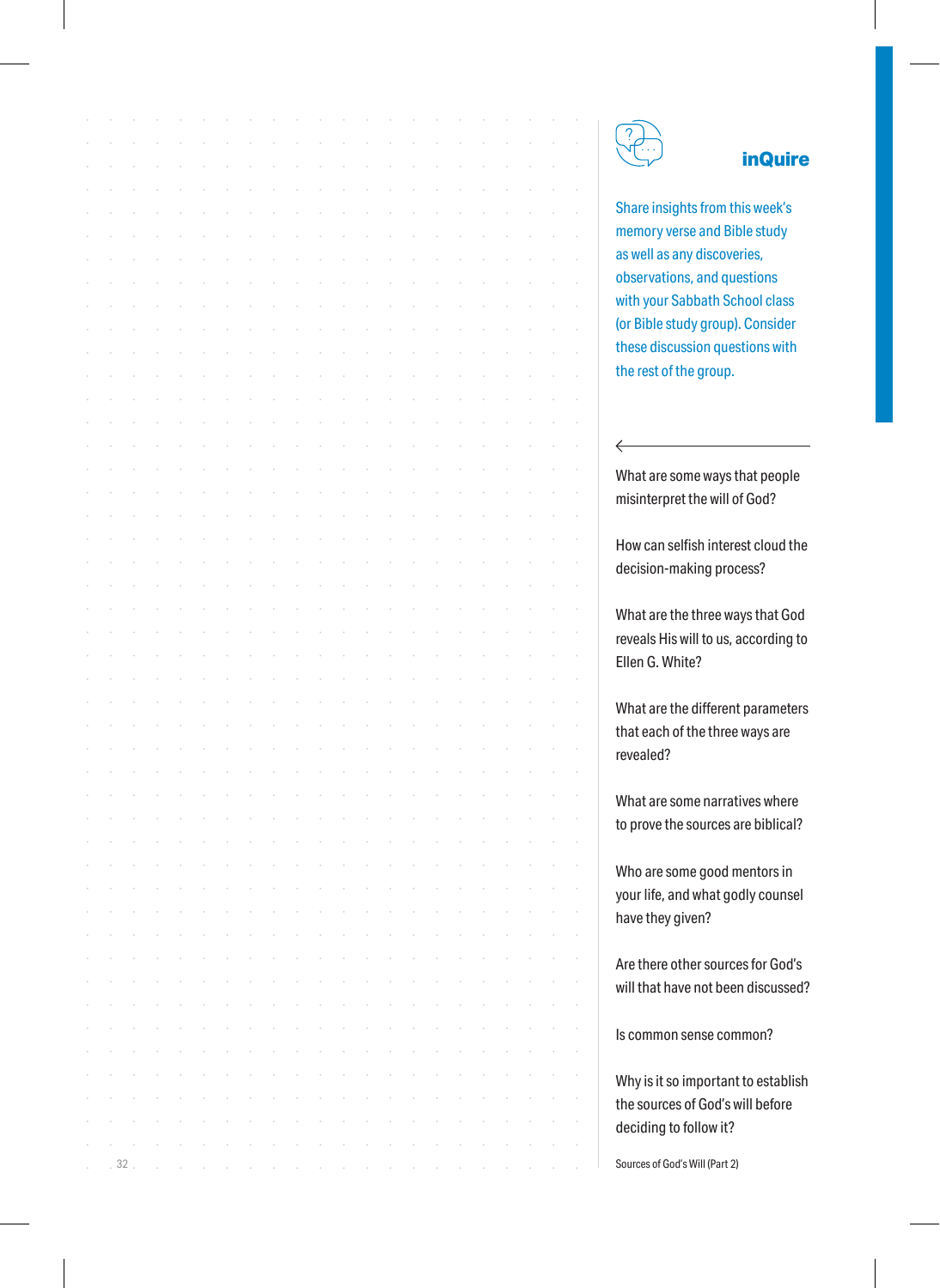## inQuire

Share insights from this week's memory verse and Bible study as well as any discoveries, observations, and questions with your Sabbath School class (or Bible study group). Consider these discussion questions with the rest of the group.

What are some ways that people misinterpret the will of God?

How can selfish interest cloud the decision-making process?

What are the three ways that God reveals His will to us, according to Ellen G. White?

What are the different parameters that each of the three ways are revealed?

What are some narratives where to prove the sources are biblical?

Who are some good mentors in your life, and what godly counsel have they given?

Are there other sources for God's will that have not been discussed?

Is common sense common?

Why is it so important to establish the sources of God's will before deciding to follow it?